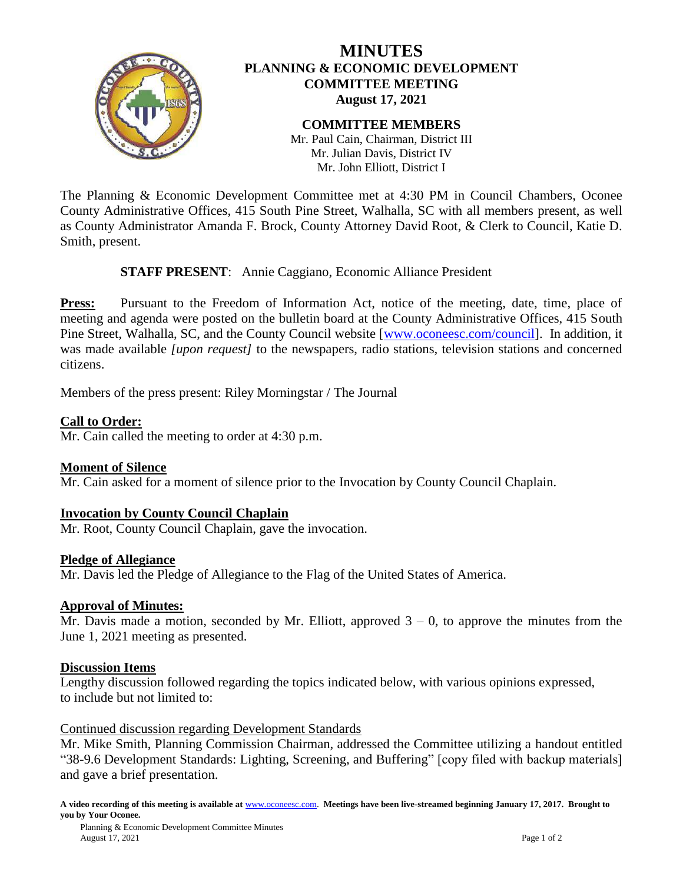# MINUTES

## PLANNING & ECONOMIC DEVELOPMENT COMMITTEE MEETING

### August 17, 2021

**COMMITTEE MEMBERS**

Mr. Paul Cain, Chairman, District III
Mr. Julian Davis, District IV
Mr. John Elliott, District I

The Planning & Economic Development Committee met at 4:30 PM in Council Chambers, Oconee County Administrative Offices, 415 South Pine Street, Walhalla, SC with all members present, as well as County Administrator Amanda F. Brock, County Attorney David Root, & Clerk to Council, Katie D. Smith, present.

**STAFF PRESENT**: Annie Caggiano, Economic Alliance President

**Press:** Pursuant to the Freedom of Information Act, notice of the meeting, date, time, place of meeting and agenda were posted on the bulletin board at the County Administrative Offices, 415 South Pine Street, Walhalla, SC, and the County Council website [www.oconeesc.com/council]. In addition, it was made available *[upon request]* to the newspapers, radio stations, television stations and concerned citizens.

Members of the press present: Riley Morningstar / The Journal

**Call to Order:**
Mr. Cain called the meeting to order at 4:30 p.m.

**Moment of Silence**
Mr. Cain asked for a moment of silence prior to the Invocation by County Council Chaplain.

**Invocation by County Council Chaplain**
Mr. Root, County Council Chaplain, gave the invocation.

**Pledge of Allegiance**
Mr. Davis led the Pledge of Allegiance to the Flag of the United States of America.

**Approval of Minutes:**
Mr. Davis made a motion, seconded by Mr. Elliott, approved 3 – 0, to approve the minutes from the June 1, 2021 meeting as presented.

**Discussion Items**
Lengthy discussion followed regarding the topics indicated below, with various opinions expressed, to include but not limited to:

Continued discussion regarding Development Standards
Mr. Mike Smith, Planning Commission Chairman, addressed the Committee utilizing a handout entitled "38-9.6 Development Standards: Lighting, Screening, and Buffering" [copy filed with backup materials] and gave a brief presentation.

**A video recording of this meeting is available at www.oconeesc.com. Meetings have been live-streamed beginning January 17, 2017. Brought to you by Your Oconee.**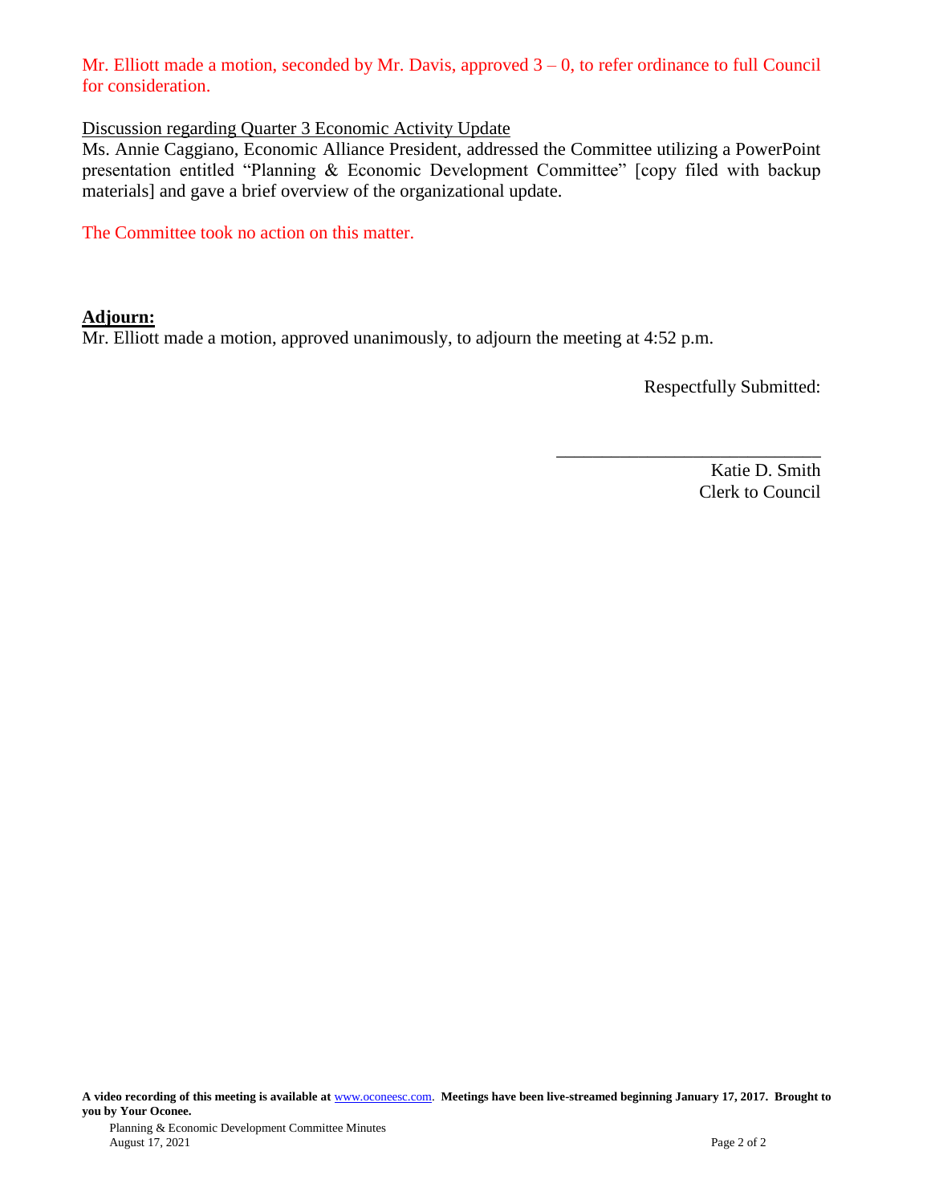Mr. Elliott made a motion, seconded by Mr. Davis, approved 3 – 0, to refer ordinance to full Council for consideration.

Discussion regarding Quarter 3 Economic Activity Update

Ms. Annie Caggiano, Economic Alliance President, addressed the Committee utilizing a PowerPoint presentation entitled "Planning & Economic Development Committee" [copy filed with backup materials] and gave a brief overview of the organizational update.

The Committee took no action on this matter.

**Adjourn:**

Mr. Elliott made a motion, approved unanimously, to adjourn the meeting at 4:52 p.m.

Respectfully Submitted:

\_\_\_\_\_\_\_\_\_\_\_\_\_\_\_\_\_\_\_\_\_\_\_\_\_\_\_\_\_\_\_\_

Katie D. Smith
Clerk to Council

**A video recording of this meeting is available at** www.oconeesc.com. **Meetings have been live-streamed beginning January 17, 2017. Brought to you by Your Oconee.**